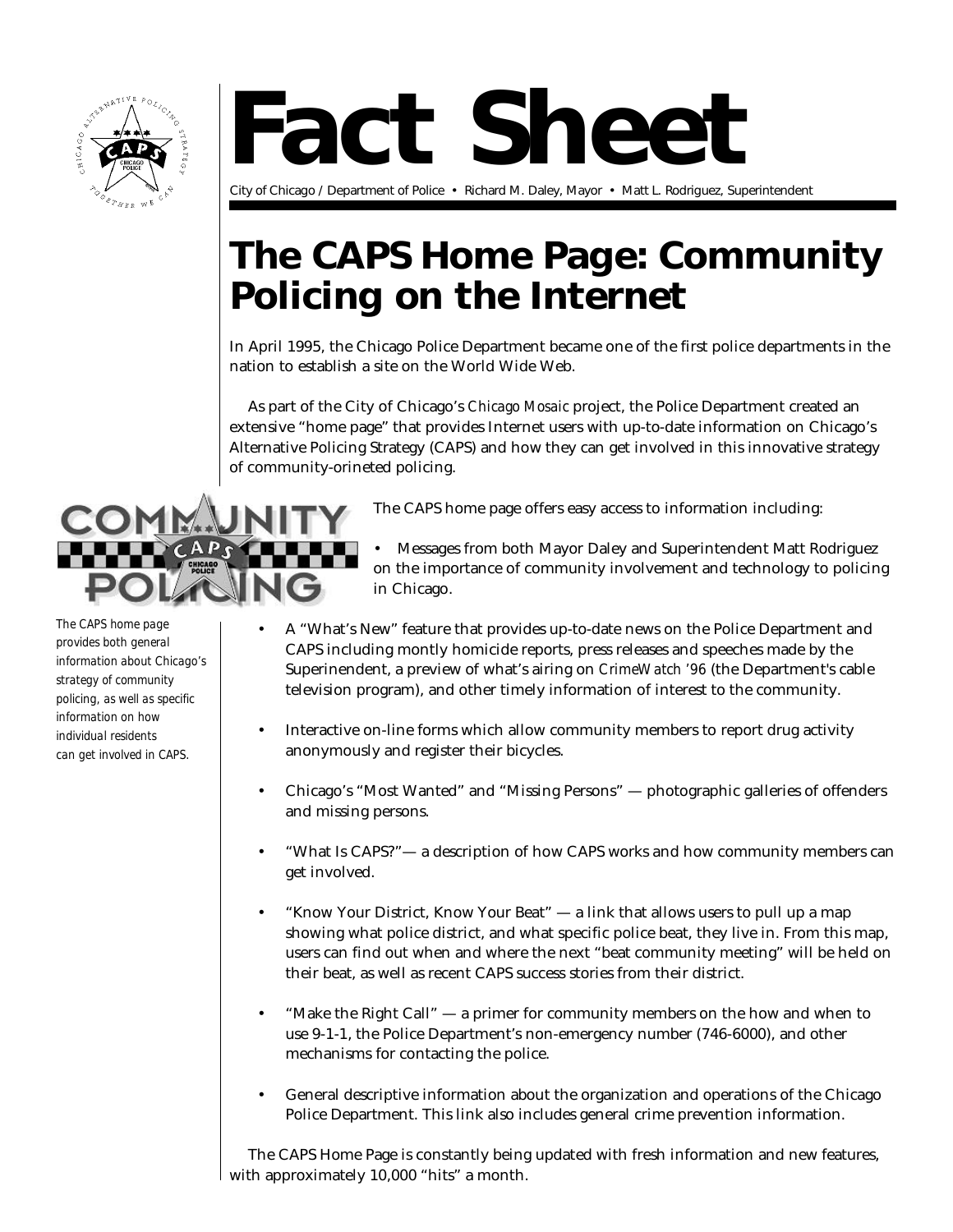# Fact Sheet

City of Chicago / Department of Police • Richard M. Daley, Mayor • Matt L. Rodriguez, Superintendent

# The CAPS Home Page: Community Policing on the Internet

In April 1995, the Chicago Police Department became one of the first police departments in the nation to establish a site on the World Wide Web.

As part of the City of Chicago's *Chicago Mosaic* project, the Police Department created an extensive "home page" that provides Internet users with up-to-date information on Chicago's Alternative Policing Strategy (CAPS) and how they can get involved in this innovative strategy of community-orineted policing.

*The CAPS home page provides both general information about Chicago's strategy of community policing, as well as specific information on how individual residents can get involved in CAPS.*

The CAPS home page offers easy access to information including:

- Messages from both Mayor Daley and Superintendent Matt Rodriguez on the importance of community involvement and technology to policing in Chicago.
- A "What's New" feature that provides up-to-date news on the Police Department and CAPS including montly homicide reports, press releases and speeches made by the Superinendent, a preview of what's airing on *CrimeWatch '96* (the Department's cable television program), and other timely information of interest to the community.
- Interactive on-line forms which allow community members to report drug activity anonymously and register their bicycles.
- Chicago's "Most Wanted" and "Missing Persons" — photographic galleries of offenders and missing persons.
- "What Is CAPS?"— a description of how CAPS works and how community members can get involved.
- "Know Your District, Know Your Beat" — a link that allows users to pull up a map showing what police district, and what specific police beat, they live in. From this map, users can find out when and where the next "beat community meeting" will be held on their beat, as well as recent CAPS success stories from their district.
- "Make the Right Call" — a primer for community members on the how and when to use 9-1-1, the Police Department's non-emergency number (746-6000), and other mechanisms for contacting the police.
- General descriptive information about the organization and operations of the Chicago Police Department. This link also includes general crime prevention information.

The CAPS Home Page is constantly being updated with fresh information and new features, with approximately 10,000 "hits" a month.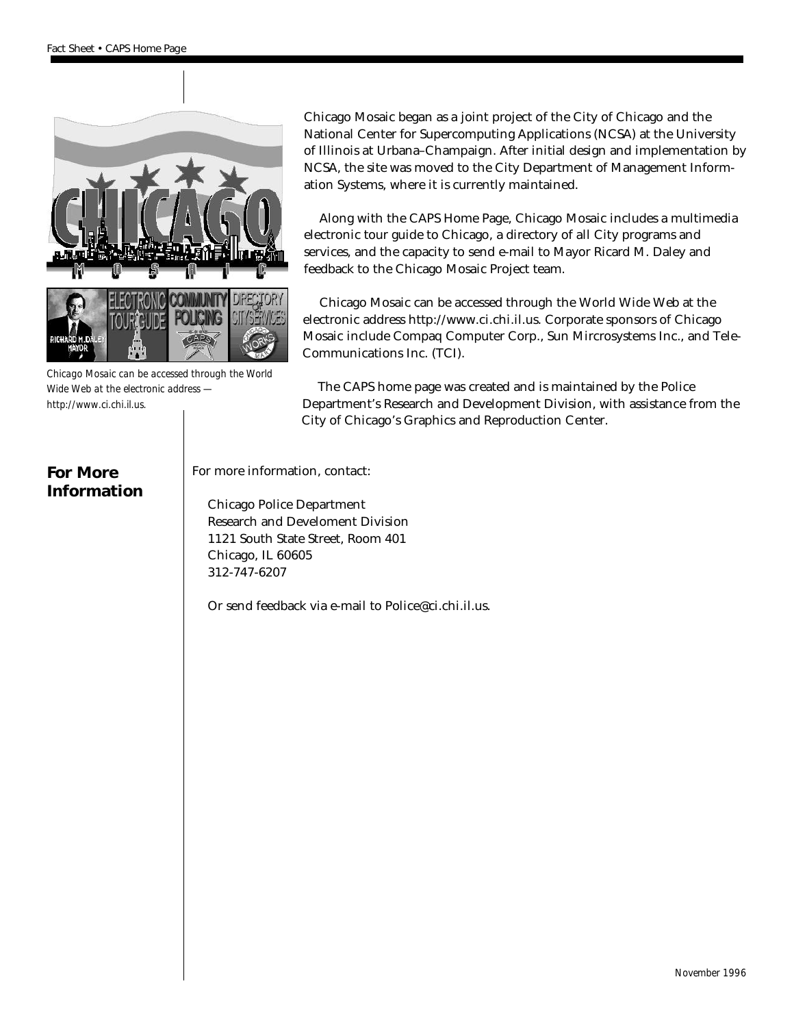Chicago Mosaic can be accessed through the World Wide Web at the electronic address — http://www.ci.chi.il.us.

Chicago Mosaic began as a joint project of the City of Chicago and the National Center for Supercomputing Applications (NCSA) at the University of Illinois at Urbana–Champaign. After initial design and implementation by NCSA, the site was moved to the City Department of Management Information Systems, where it is currently maintained.

Along with the CAPS Home Page, Chicago Mosaic includes a multimedia electronic tour guide to Chicago, a directory of all City programs and services, and the capacity to send e-mail to Mayor Ricard M. Daley and feedback to the Chicago Mosaic Project team.

Chicago Mosaic can be accessed through the World Wide Web at the electronic address http://www.ci.chi.il.us. Corporate sponsors of Chicago Mosaic include Compaq Computer Corp., Sun Mircrosystems Inc., and Tele-Communications Inc. (TCI).

The CAPS home page was created and is maintained by the Police Department's Research and Development Division, with assistance from the City of Chicago's Graphics and Reproduction Center.

## For More Information

For more information, contact:

Chicago Police Department
Research and Develoment Division
1121 South State Street, Room 401
Chicago, IL 60605
312-747-6207

Or send feedback via e-mail to Police@ci.chi.il.us.

November 1996